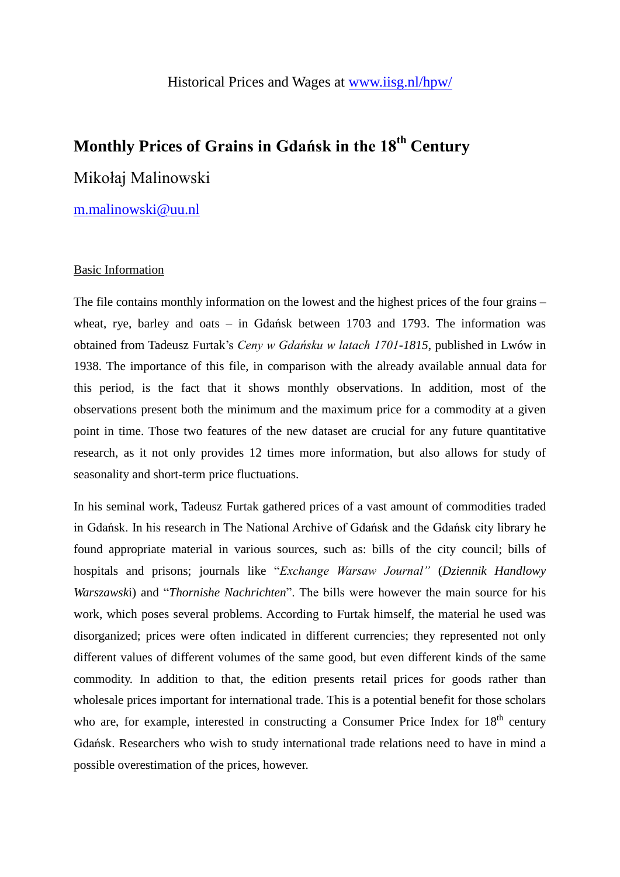Historical Prices and Wages at [www.iisg.nl/hpw/](http://www.iisg.nl/hpw/)

# Monthly Prices of Grains in Gdańsk in the 18th Century

Mikołaj Malinowski

[m.malinowski@uu.nl](mailto:m.malinowski@uu.nl)

## Basic Information

The file contains monthly information on the lowest and the highest prices of the four grains – wheat, rye, barley and oats – in Gdańsk between 1703 and 1793. The information was obtained from Tadeusz Furtak's *Ceny w Gdańsku w latach 1701-1815*, published in Lwów in 1938. The importance of this file, in comparison with the already available annual data for this period, is the fact that it shows monthly observations. In addition, most of the observations present both the minimum and the maximum price for a commodity at a given point in time. Those two features of the new dataset are crucial for any future quantitative research, as it not only provides 12 times more information, but also allows for study of seasonality and short-term price fluctuations.

In his seminal work, Tadeusz Furtak gathered prices of a vast amount of commodities traded in Gdańsk. In his research in The National Archive of Gdańsk and the Gdańsk city library he found appropriate material in various sources, such as: bills of the city council; bills of hospitals and prisons; journals like "*Exchange Warsaw Journal"* (*Dziennik Handlowy Warszawsk*i) and "*Thornishe Nachrichten*". The bills were however the main source for his work, which poses several problems. According to Furtak himself, the material he used was disorganized; prices were often indicated in different currencies; they represented not only different values of different volumes of the same good, but even different kinds of the same commodity. In addition to that, the edition presents retail prices for goods rather than wholesale prices important for international trade. This is a potential benefit for those scholars who are, for example, interested in constructing a Consumer Price Index for 18th century Gdańsk. Researchers who wish to study international trade relations need to have in mind a possible overestimation of the prices, however.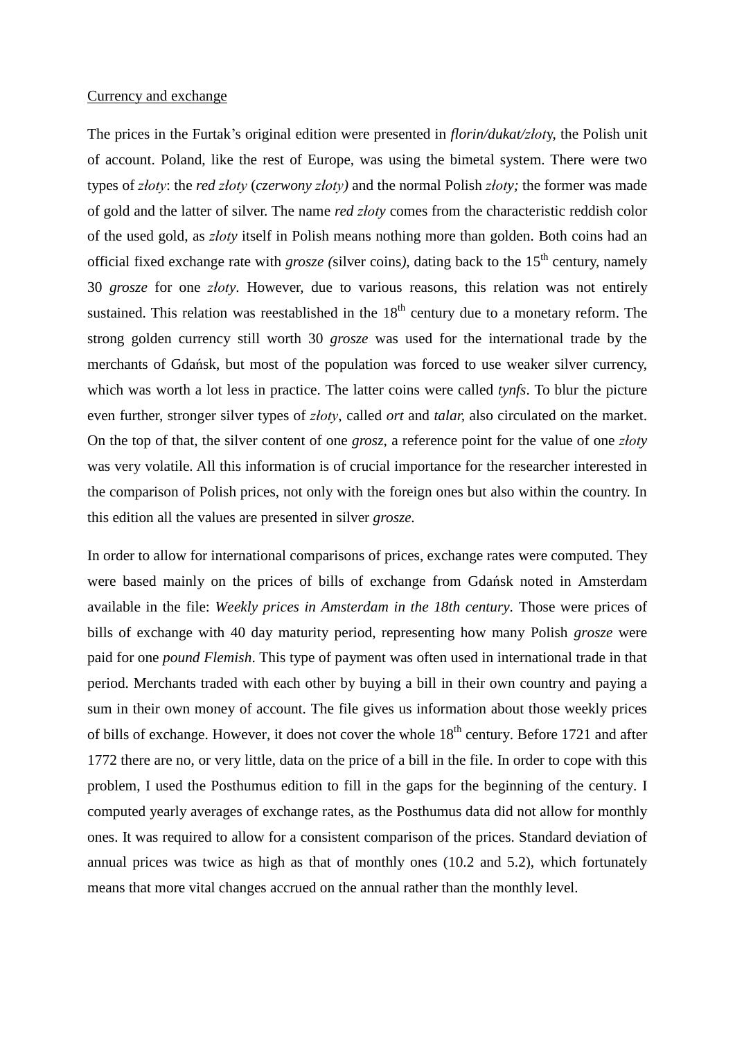Currency and exchange

The prices in the Furtak's original edition were presented in *florin/dukat/złot*y, the Polish unit of account. Poland, like the rest of Europe, was using the bimetal system. There were two types of *złoty*: the *red złoty* (*czerwony złoty)* and the normal Polish *złoty;* the former was made of gold and the latter of silver. The name *red złoty* comes from the characteristic reddish color of the used gold, as *złoty* itself in Polish means nothing more than golden. Both coins had an official fixed exchange rate with *grosze (*silver coins*),* dating back to the 15th century, namely 30 *grosze* for one *złoty*. However, due to various reasons, this relation was not entirely sustained. This relation was reestablished in the 18th century due to a monetary reform. The strong golden currency still worth 30 *grosze* was used for the international trade by the merchants of Gdańsk, but most of the population was forced to use weaker silver currency, which was worth a lot less in practice. The latter coins were called *tynfs*. To blur the picture even further, stronger silver types of *złoty*, called *ort* and *talar,* also circulated on the market. On the top of that, the silver content of one *grosz*, a reference point for the value of one *złoty* was very volatile. All this information is of crucial importance for the researcher interested in the comparison of Polish prices, not only with the foreign ones but also within the country. In this edition all the values are presented in silver *grosze.*

In order to allow for international comparisons of prices, exchange rates were computed. They were based mainly on the prices of bills of exchange from Gdańsk noted in Amsterdam available in the file: *Weekly prices in Amsterdam in the 18th century*. Those were prices of bills of exchange with 40 day maturity period, representing how many Polish *grosze* were paid for one *pound Flemish*. This type of payment was often used in international trade in that period. Merchants traded with each other by buying a bill in their own country and paying a sum in their own money of account. The file gives us information about those weekly prices of bills of exchange. However, it does not cover the whole 18th century. Before 1721 and after 1772 there are no, or very little, data on the price of a bill in the file. In order to cope with this problem, I used the Posthumus edition to fill in the gaps for the beginning of the century. I computed yearly averages of exchange rates, as the Posthumus data did not allow for monthly ones. It was required to allow for a consistent comparison of the prices. Standard deviation of annual prices was twice as high as that of monthly ones (10.2 and 5.2), which fortunately means that more vital changes accrued on the annual rather than the monthly level.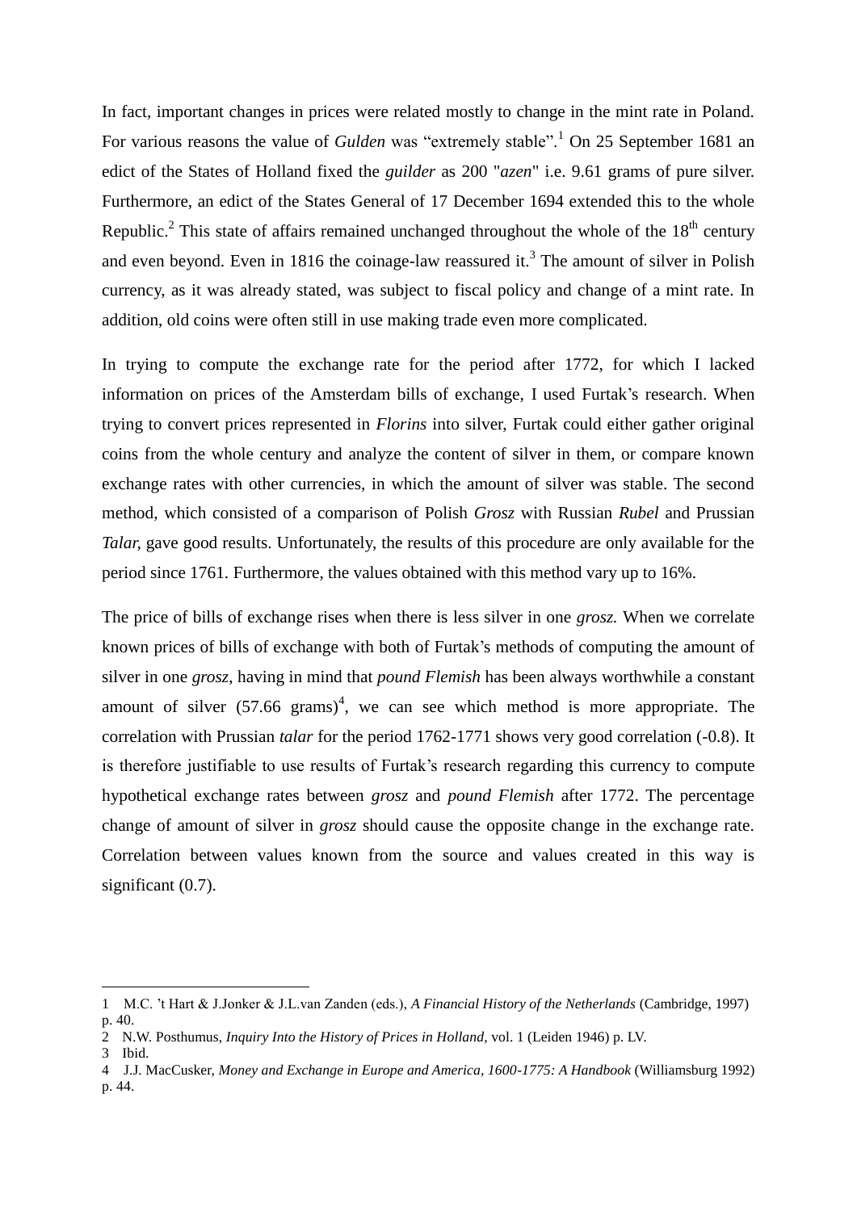In fact, important changes in prices were related mostly to change in the mint rate in Poland. For various reasons the value of *Gulden* was “extremely stable”.[1] On 25 September 1681 an edict of the States of Holland fixed the *guilder* as 200 "*azen*" i.e. 9.61 grams of pure silver. Furthermore, an edict of the States General of 17 December 1694 extended this to the whole Republic.[2] This state of affairs remained unchanged throughout the whole of the 18th century and even beyond. Even in 1816 the coinage-law reassured it.[3] The amount of silver in Polish currency, as it was already stated, was subject to fiscal policy and change of a mint rate. In addition, old coins were often still in use making trade even more complicated.

In trying to compute the exchange rate for the period after 1772, for which I lacked information on prices of the Amsterdam bills of exchange, I used Furtak’s research. When trying to convert prices represented in *Florins* into silver, Furtak could either gather original coins from the whole century and analyze the content of silver in them, or compare known exchange rates with other currencies, in which the amount of silver was stable. The second method, which consisted of a comparison of Polish *Grosz* with Russian *Rubel* and Prussian *Talar,* gave good results. Unfortunately, the results of this procedure are only available for the period since 1761. Furthermore, the values obtained with this method vary up to 16%.

The price of bills of exchange rises when there is less silver in one *grosz.* When we correlate known prices of bills of exchange with both of Furtak’s methods of computing the amount of silver in one *grosz*, having in mind that *pound Flemish* has been always worthwhile a constant amount of silver (57.66 grams)[4], we can see which method is more appropriate. The correlation with Prussian *talar* for the period 1762-1771 shows very good correlation (-0.8). It is therefore justifiable to use results of Furtak’s research regarding this currency to compute hypothetical exchange rates between *grosz* and *pound Flemish* after 1772. The percentage change of amount of silver in *grosz* should cause the opposite change in the exchange rate. Correlation between values known from the source and values created in this way is significant (0.7).

---

1 M.C. ’t Hart & J.Jonker & J.L.van Zanden (eds.), *A Financial History of the Netherlands* (Cambridge, 1997) p. 40.

2 N.W. Posthumus, *Inquiry Into the History of Prices in Holland*, vol. 1 (Leiden 1946) p. LV.

3 Ibid.

4 J.J. MacCusker, *Money and Exchange in Europe and America, 1600-1775: A Handbook* (Williamsburg 1992) p. 44.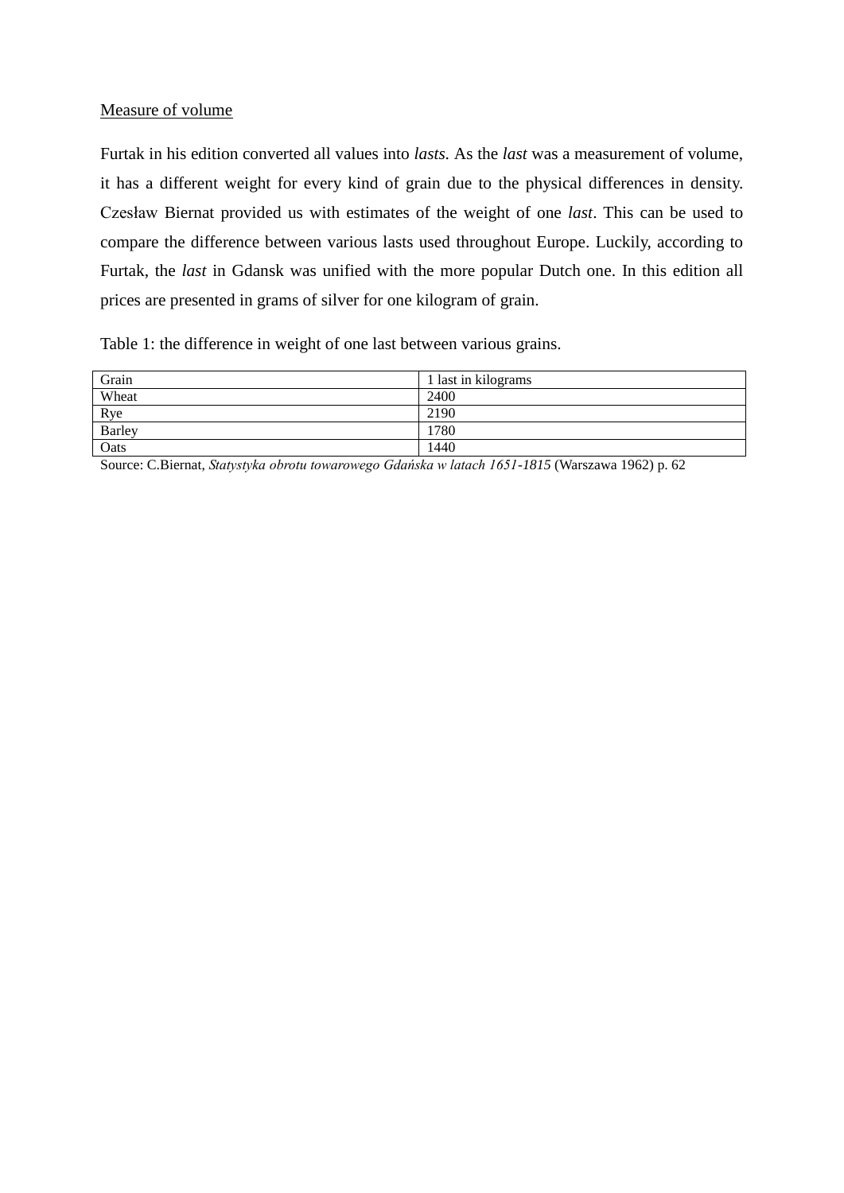Measure of volume

Furtak in his edition converted all values into *lasts.* As the *last* was a measurement of volume, it has a different weight for every kind of grain due to the physical differences in density. Czesław Biernat provided us with estimates of the weight of one *last*. This can be used to compare the difference between various lasts used throughout Europe. Luckily, according to Furtak, the *last* in Gdansk was unified with the more popular Dutch one. In this edition all prices are presented in grams of silver for one kilogram of grain.

Table 1: the difference in weight of one last between various grains.

| Grain | 1 last in kilograms |
|---|---|
| Wheat | 2400 |
| Rye | 2190 |
| Barley | 1780 |
| Oats | 1440 |

Source: C.Biernat, *Statystyka obrotu towarowego Gdańska w latach 1651-1815* (Warszawa 1962) p. 62